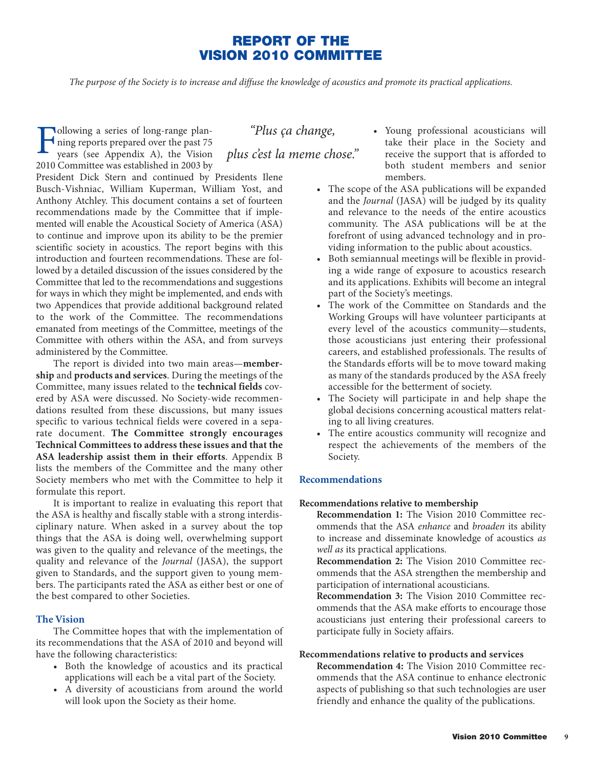# REPORT OF THE VISION 2010 COMMITTEE

*The purpose of the Society is to increase and diffuse the knowledge of acoustics and promote its practical applications.*

*"Plus ça change, plus c'est la meme chose."*

Following a series of long-range planning reports prepared over the past 75 years (see Appendix A), the Vision 2010 Committee was established in 2003 by President Dick Stern and continued by Presidents Ilene Busch-Vishniac, William Kuperman, William Yost, and Anthony Atchley. This document contains a set of fourteen recommendations made by the Committee that if implemented will enable the Acoustical Society of America (ASA) to continue and improve upon its ability to be the premier scientific society in acoustics. The report begins with this introduction and fourteen recommendations. These are followed by a detailed discussion of the issues considered by the Committee that led to the recommendations and suggestions for ways in which they might be implemented, and ends with two Appendices that provide additional background related to the work of the Committee. The recommendations emanated from meetings of the Committee, meetings of the Committee with others within the ASA, and from surveys administered by the Committee.

The report is divided into two main areas—**membership** and **products and services**. During the meetings of the Committee, many issues related to the **technical fields** covered by ASA were discussed. No Society-wide recommendations resulted from these discussions, but many issues specific to various technical fields were covered in a separate document. **The Committee strongly encourages Technical Committees to address these issues and that the ASA leadership assist them in their efforts**. Appendix B lists the members of the Committee and the many other Society members who met with the Committee to help it formulate this report.

It is important to realize in evaluating this report that the ASA is healthy and fiscally stable with a strong interdisciplinary nature. When asked in a survey about the top things that the ASA is doing well, overwhelming support was given to the quality and relevance of the meetings, the quality and relevance of the *Journal* (JASA), the support given to Standards, and the support given to young members. The participants rated the ASA as either best or one of the best compared to other Societies.

## The Vision

The Committee hopes that with the implementation of its recommendations that the ASA of 2010 and beyond will have the following characteristics:

- Both the knowledge of acoustics and its practical applications will each be a vital part of the Society.
- A diversity of acousticians from around the world will look upon the Society as their home.
- Young professional acousticians will take their place in the Society and receive the support that is afforded to both student members and senior members.
- The scope of the ASA publications will be expanded and the *Journal* (JASA) will be judged by its quality and relevance to the needs of the entire acoustics community. The ASA publications will be at the forefront of using advanced technology and in providing information to the public about acoustics.
- Both semiannual meetings will be flexible in providing a wide range of exposure to acoustics research and its applications. Exhibits will become an integral part of the Society's meetings.
- The work of the Committee on Standards and the Working Groups will have volunteer participants at every level of the acoustics community—students, those acousticians just entering their professional careers, and established professionals. The results of the Standards efforts will be to move toward making as many of the standards produced by the ASA freely accessible for the betterment of society.
- The Society will participate in and help shape the global decisions concerning acoustical matters relating to all living creatures.
- The entire acoustics community will recognize and respect the achievements of the members of the Society.

## Recommendations

### Recommendations relative to membership

**Recommendation 1:** The Vision 2010 Committee recommends that the ASA *enhance* and *broaden* its ability to increase and disseminate knowledge of acoustics *as well as* its practical applications.

**Recommendation 2:** The Vision 2010 Committee recommends that the ASA strengthen the membership and participation of international acousticians.

**Recommendation 3:** The Vision 2010 Committee recommends that the ASA make efforts to encourage those acousticians just entering their professional careers to participate fully in Society affairs.

### Recommendations relative to products and services

**Recommendation 4:** The Vision 2010 Committee recommends that the ASA continue to enhance electronic aspects of publishing so that such technologies are user friendly and enhance the quality of the publications.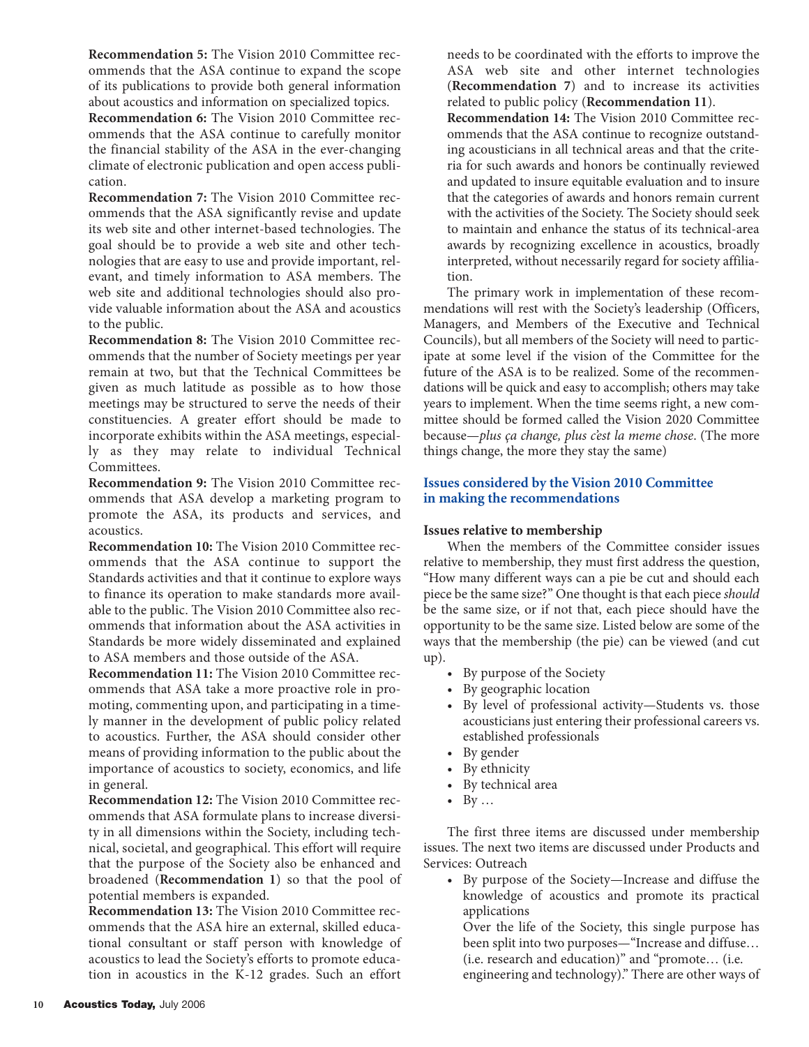**Recommendation 5:** The Vision 2010 Committee recommends that the ASA continue to expand the scope of its publications to provide both general information about acoustics and information on specialized topics.

**Recommendation 6:** The Vision 2010 Committee recommends that the ASA continue to carefully monitor the financial stability of the ASA in the ever-changing climate of electronic publication and open access publication.

**Recommendation 7:** The Vision 2010 Committee recommends that the ASA significantly revise and update its web site and other internet-based technologies. The goal should be to provide a web site and other technologies that are easy to use and provide important, relevant, and timely information to ASA members. The web site and additional technologies should also provide valuable information about the ASA and acoustics to the public.

**Recommendation 8:** The Vision 2010 Committee recommends that the number of Society meetings per year remain at two, but that the Technical Committees be given as much latitude as possible as to how those meetings may be structured to serve the needs of their constituencies. A greater effort should be made to incorporate exhibits within the ASA meetings, especially as they may relate to individual Technical Committees.

**Recommendation 9:** The Vision 2010 Committee recommends that ASA develop a marketing program to promote the ASA, its products and services, and acoustics.

**Recommendation 10:** The Vision 2010 Committee recommends that the ASA continue to support the Standards activities and that it continue to explore ways to finance its operation to make standards more available to the public. The Vision 2010 Committee also recommends that information about the ASA activities in Standards be more widely disseminated and explained to ASA members and those outside of the ASA.

**Recommendation 11:** The Vision 2010 Committee recommends that ASA take a more proactive role in promoting, commenting upon, and participating in a timely manner in the development of public policy related to acoustics. Further, the ASA should consider other means of providing information to the public about the importance of acoustics to society, economics, and life in general.

**Recommendation 12:** The Vision 2010 Committee recommends that ASA formulate plans to increase diversity in all dimensions within the Society, including technical, societal, and geographical. This effort will require that the purpose of the Society also be enhanced and broadened (**Recommendation 1**) so that the pool of potential members is expanded.

**Recommendation 13:** The Vision 2010 Committee recommends that the ASA hire an external, skilled educational consultant or staff person with knowledge of acoustics to lead the Society's efforts to promote education in acoustics in the K-12 grades. Such an effort needs to be coordinated with the efforts to improve the ASA web site and other internet technologies (**Recommendation 7**) and to increase its activities related to public policy (**Recommendation 11**).

**Recommendation 14:** The Vision 2010 Committee recommends that the ASA continue to recognize outstanding acousticians in all technical areas and that the criteria for such awards and honors be continually reviewed and updated to insure equitable evaluation and to insure that the categories of awards and honors remain current with the activities of the Society. The Society should seek to maintain and enhance the status of its technical-area awards by recognizing excellence in acoustics, broadly interpreted, without necessarily regard for society affiliation.

The primary work in implementation of these recommendations will rest with the Society's leadership (Officers, Managers, and Members of the Executive and Technical Councils), but all members of the Society will need to participate at some level if the vision of the Committee for the future of the ASA is to be realized. Some of the recommendations will be quick and easy to accomplish; others may take years to implement. When the time seems right, a new committee should be formed called the Vision 2020 Committee because—*plus ça change, plus c'est la meme chose*. (The more things change, the more they stay the same)

## Issues considered by the Vision 2010 Committee in making the recommendations

### Issues relative to membership

When the members of the Committee consider issues relative to membership, they must first address the question, "How many different ways can a pie be cut and should each piece be the same size?" One thought is that each piece *should* be the same size, or if not that, each piece should have the opportunity to be the same size. Listed below are some of the ways that the membership (the pie) can be viewed (and cut up).

- By purpose of the Society
- By geographic location
- By level of professional activity—Students vs. those acousticians just entering their professional careers vs. established professionals
- By gender
- By ethnicity
- By technical area
- By …

The first three items are discussed under membership issues. The next two items are discussed under Products and Services: Outreach

- By purpose of the Society—Increase and diffuse the knowledge of acoustics and promote its practical applications

  Over the life of the Society, this single purpose has been split into two purposes—"Increase and diffuse… (i.e. research and education)" and "promote… (i.e. engineering and technology)." There are other ways of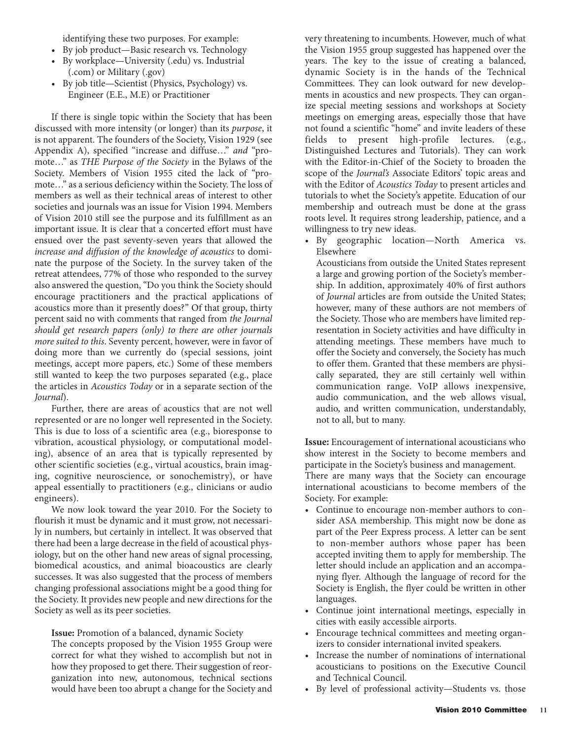identifying these two purposes. For example:

- By job product—Basic research vs. Technology
- By workplace—University (.edu) vs. Industrial (.com) or Military (.gov)
- By job title—Scientist (Physics, Psychology) vs. Engineer (E.E., M.E) or Practitioner

If there is single topic within the Society that has been discussed with more intensity (or longer) than its *purpose*, it is not apparent. The founders of the Society, Vision 1929 (see Appendix A), specified "increase and diffuse…" *and* "promote…" as *THE Purpose of the Society* in the Bylaws of the Society. Members of Vision 1955 cited the lack of "promote…" as a serious deficiency within the Society. The loss of members as well as their technical areas of interest to other societies and journals was an issue for Vision 1994. Members of Vision 2010 still see the purpose and its fulfillment as an important issue. It is clear that a concerted effort must have ensued over the past seventy-seven years that allowed the *increase and diffusion of the knowledge of acoustics* to dominate the purpose of the Society. In the survey taken of the retreat attendees, 77% of those who responded to the survey also answered the question, "Do you think the Society should encourage practitioners and the practical applications of acoustics more than it presently does?" Of that group, thirty percent said no with comments that ranged from *the Journal should get research papers (only) to there are other journals more suited to this*. Seventy percent, however, were in favor of doing more than we currently do (special sessions, joint meetings, accept more papers, etc.) Some of these members still wanted to keep the two purposes separated (e.g., place the articles in *Acoustics Today* or in a separate section of the *Journal*).

Further, there are areas of acoustics that are not well represented or are no longer well represented in the Society. This is due to loss of a scientific area (e.g., bioresponse to vibration, acoustical physiology, or computational modeling), absence of an area that is typically represented by other scientific societies (e.g., virtual acoustics, brain imaging, cognitive neuroscience, or sonochemistry), or have appeal essentially to practitioners (e.g., clinicians or audio engineers).

We now look toward the year 2010. For the Society to flourish it must be dynamic and it must grow, not necessarily in numbers, but certainly in intellect. It was observed that there had been a large decrease in the field of acoustical physiology, but on the other hand new areas of signal processing, biomedical acoustics, and animal bioacoustics are clearly successes. It was also suggested that the process of members changing professional associations might be a good thing for the Society. It provides new people and new directions for the Society as well as its peer societies.

**Issue:** Promotion of a balanced, dynamic Society
The concepts proposed by the Vision 1955 Group were correct for what they wished to accomplish but not in how they proposed to get there. Their suggestion of reorganization into new, autonomous, technical sections would have been too abrupt a change for the Society and very threatening to incumbents. However, much of what the Vision 1955 group suggested has happened over the years. The key to the issue of creating a balanced, dynamic Society is in the hands of the Technical Committees. They can look outward for new developments in acoustics and new prospects. They can organize special meeting sessions and workshops at Society meetings on emerging areas, especially those that have not found a scientific "home" and invite leaders of these fields to present high-profile lectures. (e.g., Distinguished Lectures and Tutorials). They can work with the Editor-in-Chief of the Society to broaden the scope of the *Journal's* Associate Editors' topic areas and with the Editor of *Acoustics Today* to present articles and tutorials to whet the Society's appetite. Education of our membership and outreach must be done at the grass roots level. It requires strong leadership, patience, and a willingness to try new ideas.

- By geographic location—North America vs. Elsewhere
  Acousticians from outside the United States represent a large and growing portion of the Society's membership. In addition, approximately 40% of first authors of *Journal* articles are from outside the United States; however, many of these authors are not members of the Society. Those who are members have limited representation in Society activities and have difficulty in attending meetings. These members have much to offer the Society and conversely, the Society has much to offer them. Granted that these members are physically separated, they are still certainly well within communication range. VoIP allows inexpensive, audio communication, and the web allows visual, audio, and written communication, understandably, not to all, but to many.

**Issue:** Encouragement of international acousticians who show interest in the Society to become members and participate in the Society's business and management.
There are many ways that the Society can encourage international acousticians to become members of the Society. For example:

- Continue to encourage non-member authors to consider ASA membership. This might now be done as part of the Peer Express process. A letter can be sent to non-member authors whose paper has been accepted inviting them to apply for membership. The letter should include an application and an accompanying flyer. Although the language of record for the Society is English, the flyer could be written in other languages.
- Continue joint international meetings, especially in cities with easily accessible airports.
- Encourage technical committees and meeting organizers to consider international invited speakers.
- Increase the number of nominations of international acousticians to positions on the Executive Council and Technical Council.
- By level of professional activity—Students vs. those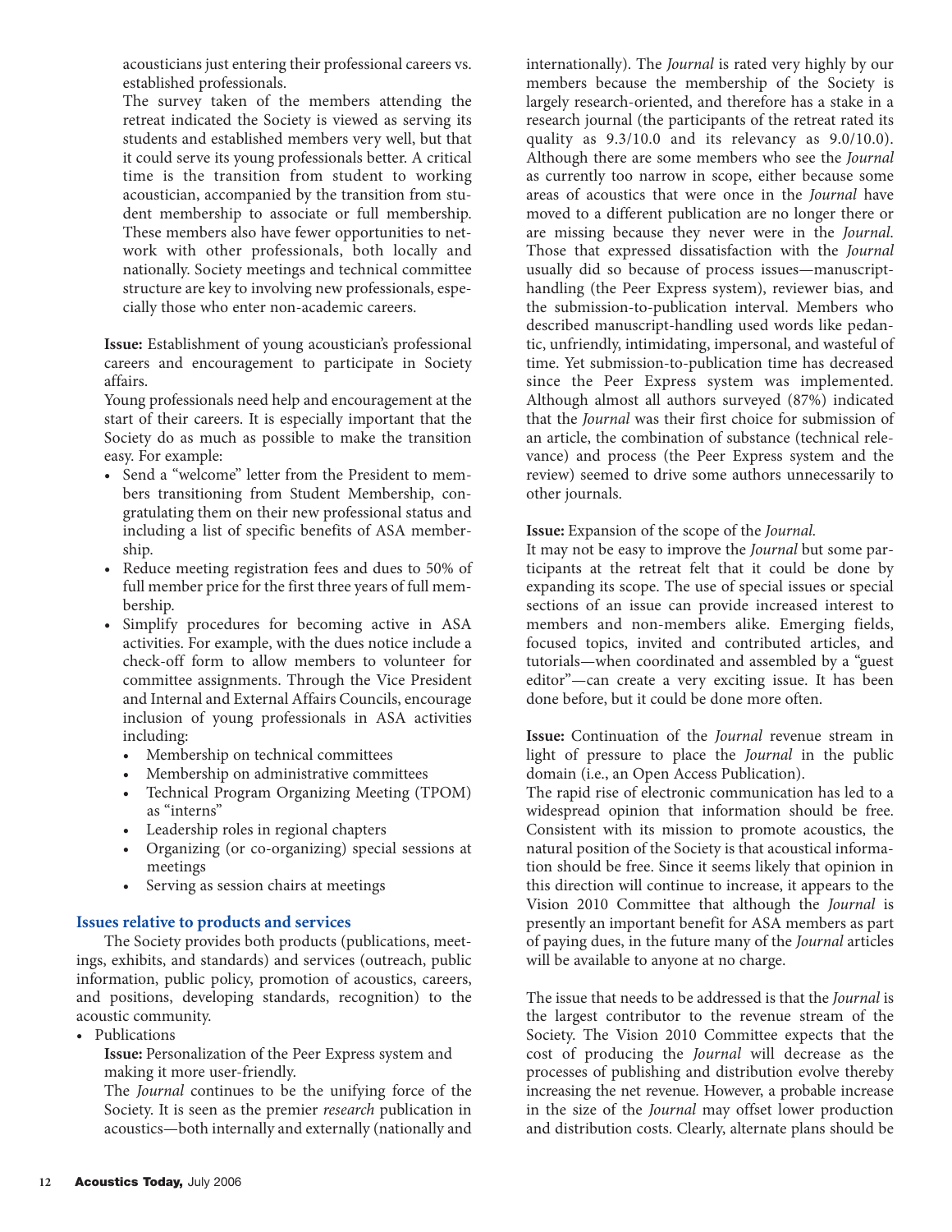acousticians just entering their professional careers vs. established professionals.

The survey taken of the members attending the retreat indicated the Society is viewed as serving its students and established members very well, but that it could serve its young professionals better. A critical time is the transition from student to working acoustician, accompanied by the transition from student membership to associate or full membership. These members also have fewer opportunities to network with other professionals, both locally and nationally. Society meetings and technical committee structure are key to involving new professionals, especially those who enter non-academic careers.

**Issue:** Establishment of young acoustician's professional careers and encouragement to participate in Society affairs.

Young professionals need help and encouragement at the start of their careers. It is especially important that the Society do as much as possible to make the transition easy. For example:

- Send a "welcome" letter from the President to members transitioning from Student Membership, congratulating them on their new professional status and including a list of specific benefits of ASA membership.
- Reduce meeting registration fees and dues to 50% of full member price for the first three years of full membership.
- Simplify procedures for becoming active in ASA activities. For example, with the dues notice include a check-off form to allow members to volunteer for committee assignments. Through the Vice President and Internal and External Affairs Councils, encourage inclusion of young professionals in ASA activities including:
  - Membership on technical committees
  - Membership on administrative committees
  - Technical Program Organizing Meeting (TPOM) as "interns"
  - Leadership roles in regional chapters
  - Organizing (or co-organizing) special sessions at meetings
  - Serving as session chairs at meetings

### Issues relative to products and services

The Society provides both products (publications, meetings, exhibits, and standards) and services (outreach, public information, public policy, promotion of acoustics, careers, and positions, developing standards, recognition) to the acoustic community.

- Publications

  **Issue:** Personalization of the Peer Express system and making it more user-friendly.

  The *Journal* continues to be the unifying force of the Society. It is seen as the premier *research* publication in acoustics—both internally and externally (nationally and internationally). The *Journal* is rated very highly by our members because the membership of the Society is largely research-oriented, and therefore has a stake in a research journal (the participants of the retreat rated its quality as 9.3/10.0 and its relevancy as 9.0/10.0). Although there are some members who see the *Journal* as currently too narrow in scope, either because some areas of acoustics that were once in the *Journal* have moved to a different publication are no longer there or are missing because they never were in the *Journal*. Those that expressed dissatisfaction with the *Journal* usually did so because of process issues—manuscript-handling (the Peer Express system), reviewer bias, and the submission-to-publication interval. Members who described manuscript-handling used words like pedantic, unfriendly, intimidating, impersonal, and wasteful of time. Yet submission-to-publication time has decreased since the Peer Express system was implemented. Although almost all authors surveyed (87%) indicated that the *Journal* was their first choice for submission of an article, the combination of substance (technical relevance) and process (the Peer Express system and the review) seemed to drive some authors unnecessarily to other journals.

**Issue:** Expansion of the scope of the *Journal.*

It may not be easy to improve the *Journal* but some participants at the retreat felt that it could be done by expanding its scope. The use of special issues or special sections of an issue can provide increased interest to members and non-members alike. Emerging fields, focused topics, invited and contributed articles, and tutorials—when coordinated and assembled by a "guest editor"—can create a very exciting issue. It has been done before, but it could be done more often.

**Issue:** Continuation of the *Journal* revenue stream in light of pressure to place the *Journal* in the public domain (i.e., an Open Access Publication).

The rapid rise of electronic communication has led to a widespread opinion that information should be free. Consistent with its mission to promote acoustics, the natural position of the Society is that acoustical information should be free. Since it seems likely that opinion in this direction will continue to increase, it appears to the Vision 2010 Committee that although the *Journal* is presently an important benefit for ASA members as part of paying dues, in the future many of the *Journal* articles will be available to anyone at no charge.

The issue that needs to be addressed is that the *Journal* is the largest contributor to the revenue stream of the Society. The Vision 2010 Committee expects that the cost of producing the *Journal* will decrease as the processes of publishing and distribution evolve thereby increasing the net revenue. However, a probable increase in the size of the *Journal* may offset lower production and distribution costs. Clearly, alternate plans should be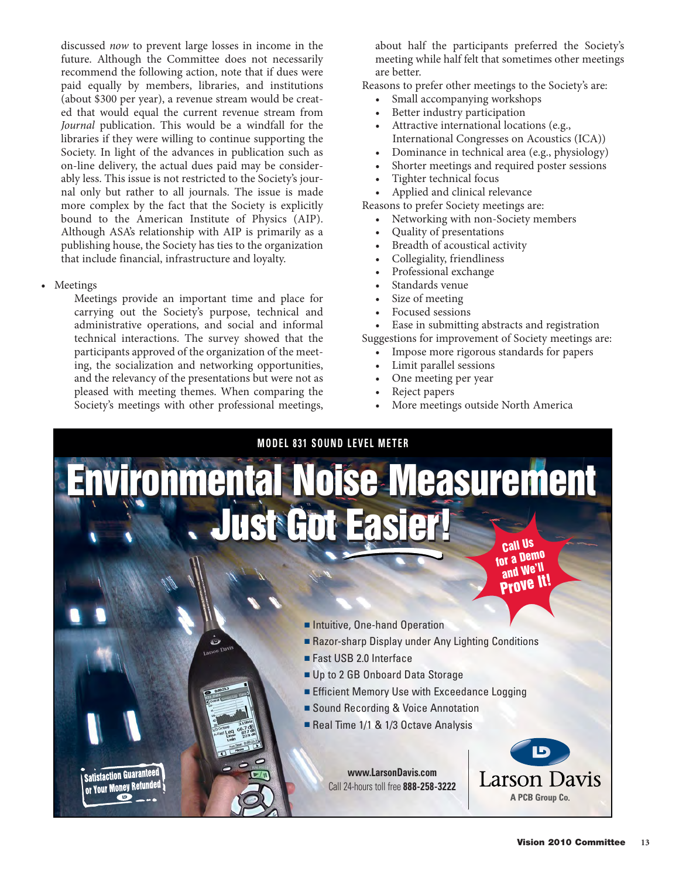discussed *now* to prevent large losses in income in the future. Although the Committee does not necessarily recommend the following action, note that if dues were paid equally by members, libraries, and institutions (about $300 per year), a revenue stream would be created that would equal the current revenue stream from *Journal* publication. This would be a windfall for the libraries if they were willing to continue supporting the Society. In light of the advances in publication such as on-line delivery, the actual dues paid may be considerably less. This issue is not restricted to the Society's journal only but rather to all journals. The issue is made more complex by the fact that the Society is explicitly bound to the American Institute of Physics (AIP). Although ASA's relationship with AIP is primarily as a publishing house, the Society has ties to the organization that include financial, infrastructure and loyalty.

- Meetings

  Meetings provide an important time and place for carrying out the Society's purpose, technical and administrative operations, and social and informal technical interactions. The survey showed that the participants approved of the organization of the meeting, the socialization and networking opportunities, and the relevancy of the presentations but were not as pleased with meeting themes. When comparing the Society's meetings with other professional meetings, about half the participants preferred the Society's meeting while half felt that sometimes other meetings are better.

Reasons to prefer other meetings to the Society's are:

- Small accompanying workshops
- Better industry participation
- Attractive international locations (e.g., International Congresses on Acoustics (ICA))
- Dominance in technical area (e.g., physiology)
- Shorter meetings and required poster sessions
- Tighter technical focus
- Applied and clinical relevance

Reasons to prefer Society meetings are:

- Networking with non-Society members
- Quality of presentations
- Breadth of acoustical activity
- Collegiality, friendliness
- Professional exchange
- Standards venue
- Size of meeting
- Focused sessions
- Ease in submitting abstracts and registration

Suggestions for improvement of Society meetings are:

- Impose more rigorous standards for papers
- Limit parallel sessions
- One meeting per year
- Reject papers
- More meetings outside North America

**MODEL 831 SOUND LEVEL METER**

# Environmental Noise Measurement Just Got Easier!

Call Us for a Demo and We'll Prove It!

- Intuitive, One-hand Operation
- Razor-sharp Display under Any Lighting Conditions
- Fast USB 2.0 Interface
- Up to 2 GB Onboard Data Storage
- Efficient Memory Use with Exceedance Logging
- Sound Recording & Voice Annotation
- Real Time 1/1 & 1/3 Octave Analysis

Satisfaction Guaranteed or Your Money Refunded

**www.LarsonDavis.com**
Call 24-hours toll free **888-258-3222**

Larson Davis
**A PCB Group Co.**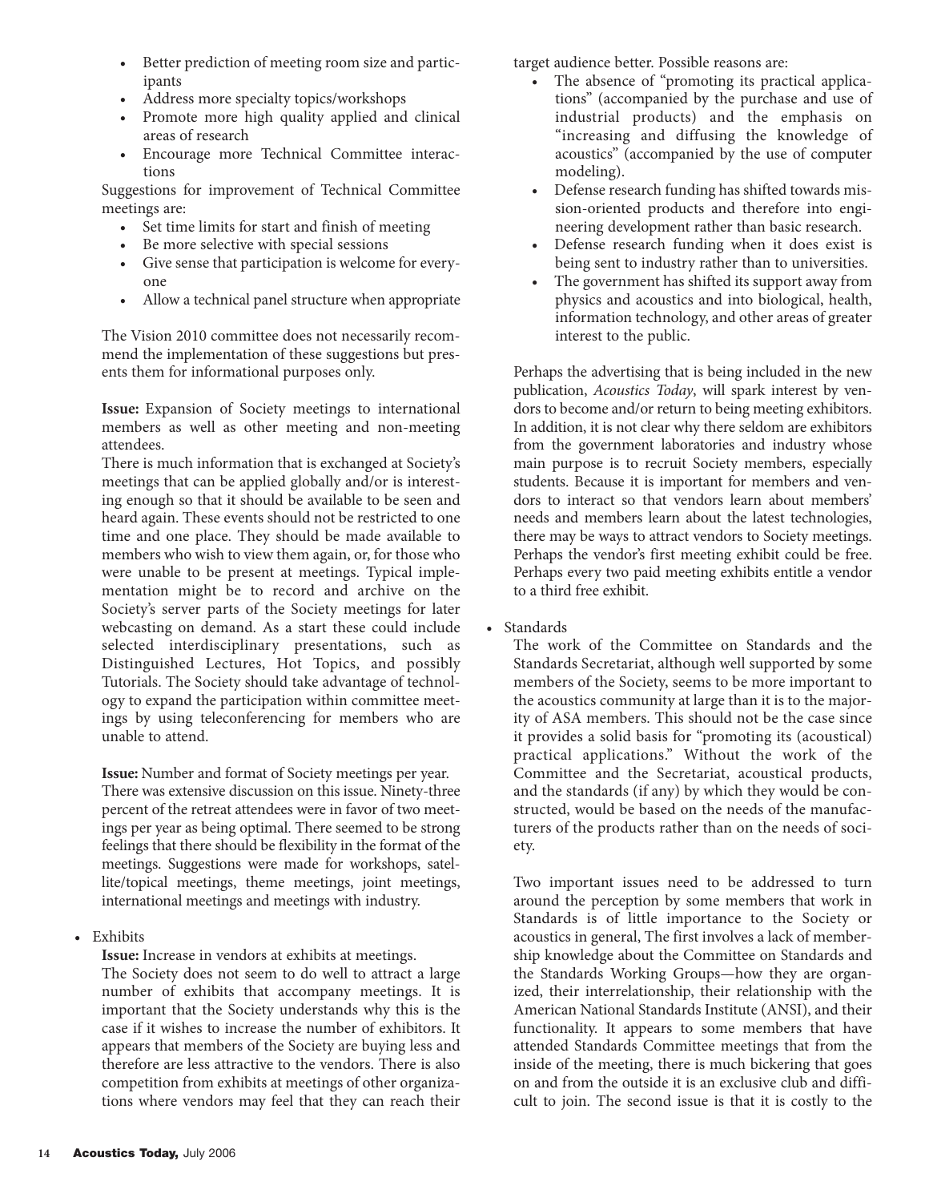- Better prediction of meeting room size and participants
- Address more specialty topics/workshops
- Promote more high quality applied and clinical areas of research
- Encourage more Technical Committee interactions

Suggestions for improvement of Technical Committee meetings are:

- Set time limits for start and finish of meeting
- Be more selective with special sessions
- Give sense that participation is welcome for everyone
- Allow a technical panel structure when appropriate

The Vision 2010 committee does not necessarily recommend the implementation of these suggestions but presents them for informational purposes only.

**Issue:** Expansion of Society meetings to international members as well as other meeting and non-meeting attendees.

There is much information that is exchanged at Society's meetings that can be applied globally and/or is interesting enough so that it should be available to be seen and heard again. These events should not be restricted to one time and one place. They should be made available to members who wish to view them again, or, for those who were unable to be present at meetings. Typical implementation might be to record and archive on the Society's server parts of the Society meetings for later webcasting on demand. As a start these could include selected interdisciplinary presentations, such as Distinguished Lectures, Hot Topics, and possibly Tutorials. The Society should take advantage of technology to expand the participation within committee meetings by using teleconferencing for members who are unable to attend.

**Issue:** Number and format of Society meetings per year.

There was extensive discussion on this issue. Ninety-three percent of the retreat attendees were in favor of two meetings per year as being optimal. There seemed to be strong feelings that there should be flexibility in the format of the meetings. Suggestions were made for workshops, satellite/topical meetings, theme meetings, joint meetings, international meetings and meetings with industry.

- Exhibits

  **Issue:** Increase in vendors at exhibits at meetings.

  The Society does not seem to do well to attract a large number of exhibits that accompany meetings. It is important that the Society understands why this is the case if it wishes to increase the number of exhibitors. It appears that members of the Society are buying less and therefore are less attractive to the vendors. There is also competition from exhibits at meetings of other organizations where vendors may feel that they can reach their target audience better. Possible reasons are:

  - The absence of "promoting its practical applications" (accompanied by the purchase and use of industrial products) and the emphasis on "increasing and diffusing the knowledge of acoustics" (accompanied by the use of computer modeling).
  - Defense research funding has shifted towards mission-oriented products and therefore into engineering development rather than basic research.
  - Defense research funding when it does exist is being sent to industry rather than to universities.
  - The government has shifted its support away from physics and acoustics and into biological, health, information technology, and other areas of greater interest to the public.

  Perhaps the advertising that is being included in the new publication, *Acoustics Today*, will spark interest by vendors to become and/or return to being meeting exhibitors. In addition, it is not clear why there seldom are exhibitors from the government laboratories and industry whose main purpose is to recruit Society members, especially students. Because it is important for members and vendors to interact so that vendors learn about members' needs and members learn about the latest technologies, there may be ways to attract vendors to Society meetings. Perhaps the vendor's first meeting exhibit could be free. Perhaps every two paid meeting exhibits entitle a vendor to a third free exhibit.

- Standards

  The work of the Committee on Standards and the Standards Secretariat, although well supported by some members of the Society, seems to be more important to the acoustics community at large than it is to the majority of ASA members. This should not be the case since it provides a solid basis for "promoting its (acoustical) practical applications." Without the work of the Committee and the Secretariat, acoustical products, and the standards (if any) by which they would be constructed, would be based on the needs of the manufacturers of the products rather than on the needs of society.

  Two important issues need to be addressed to turn around the perception by some members that work in Standards is of little importance to the Society or acoustics in general, The first involves a lack of membership knowledge about the Committee on Standards and the Standards Working Groups—how they are organized, their interrelationship, their relationship with the American National Standards Institute (ANSI), and their functionality. It appears to some members that have attended Standards Committee meetings that from the inside of the meeting, there is much bickering that goes on and from the outside it is an exclusive club and difficult to join. The second issue is that it is costly to the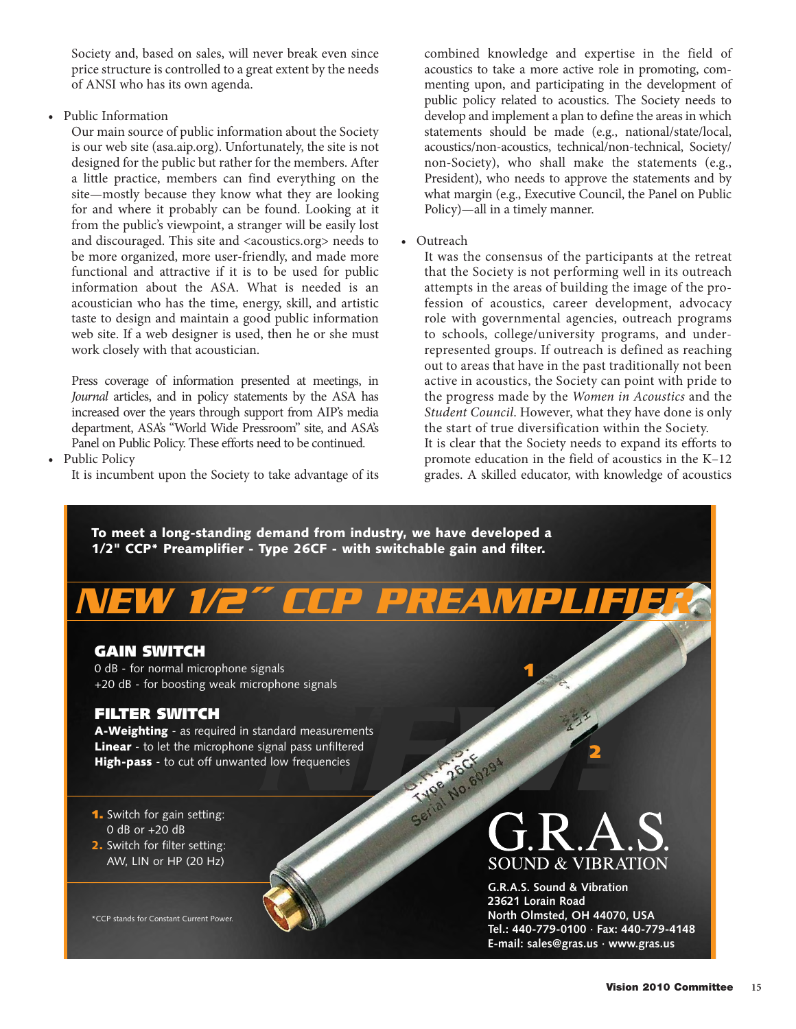Society and, based on sales, will never break even since price structure is controlled to a great extent by the needs of ANSI who has its own agenda.

- Public Information

  Our main source of public information about the Society is our web site (asa.aip.org). Unfortunately, the site is not designed for the public but rather for the members. After a little practice, members can find everything on the site—mostly because they know what they are looking for and where it probably can be found. Looking at it from the public's viewpoint, a stranger will be easily lost and discouraged. This site and <acoustics.org> needs to be more organized, more user-friendly, and made more functional and attractive if it is to be used for public information about the ASA. What is needed is an acoustician who has the time, energy, skill, and artistic taste to design and maintain a good public information web site. If a web designer is used, then he or she must work closely with that acoustician.

  Press coverage of information presented at meetings, in *Journal* articles, and in policy statements by the ASA has increased over the years through support from AIP's media department, ASA's "World Wide Pressroom" site, and ASA's Panel on Public Policy. These efforts need to be continued.

- Public Policy

  It is incumbent upon the Society to take advantage of its combined knowledge and expertise in the field of acoustics to take a more active role in promoting, commenting upon, and participating in the development of public policy related to acoustics. The Society needs to develop and implement a plan to define the areas in which statements should be made (e.g., national/state/local, acoustics/non-acoustics, technical/non-technical, Society/non-Society), who shall make the statements (e.g., President), who needs to approve the statements and by what margin (e.g., Executive Council, the Panel on Public Policy)—all in a timely manner.

- Outreach

  It was the consensus of the participants at the retreat that the Society is not performing well in its outreach attempts in the areas of building the image of the profession of acoustics, career development, advocacy role with governmental agencies, outreach programs to schools, college/university programs, and underrepresented groups. If outreach is defined as reaching out to areas that have in the past traditionally not been active in acoustics, the Society can point with pride to the progress made by the *Women in Acoustics* and the *Student Council*. However, what they have done is only the start of true diversification within the Society.

  It is clear that the Society needs to expand its efforts to promote education in the field of acoustics in the K–12 grades. A skilled educator, with knowledge of acoustics

**To meet a long-standing demand from industry, we have developed a 1/2" CCP* Preamplifier - Type 26CF - with switchable gain and filter.**

# NEW 1/2" CCP PREAMPLIFIER

## GAIN SWITCH

0 dB - for normal microphone signals
+20 dB - for boosting weak microphone signals

## FILTER SWITCH

**A-Weighting** - as required in standard measurements
**Linear** - to let the microphone signal pass unfiltered
**High-pass** - to cut off unwanted low frequencies

1. Switch for gain setting: 0 dB or +20 dB
2. Switch for filter setting: AW, LIN or HP (20 Hz)

*CCP stands for Constant Current Power.

G.R.A.S.
SOUND & VIBRATION

**G.R.A.S. Sound & Vibration**
**23621 Lorain Road**
**North Olmsted, OH 44070, USA**
**Tel.: 440-779-0100 · Fax: 440-779-4148**
**E-mail: sales@gras.us · www.gras.us**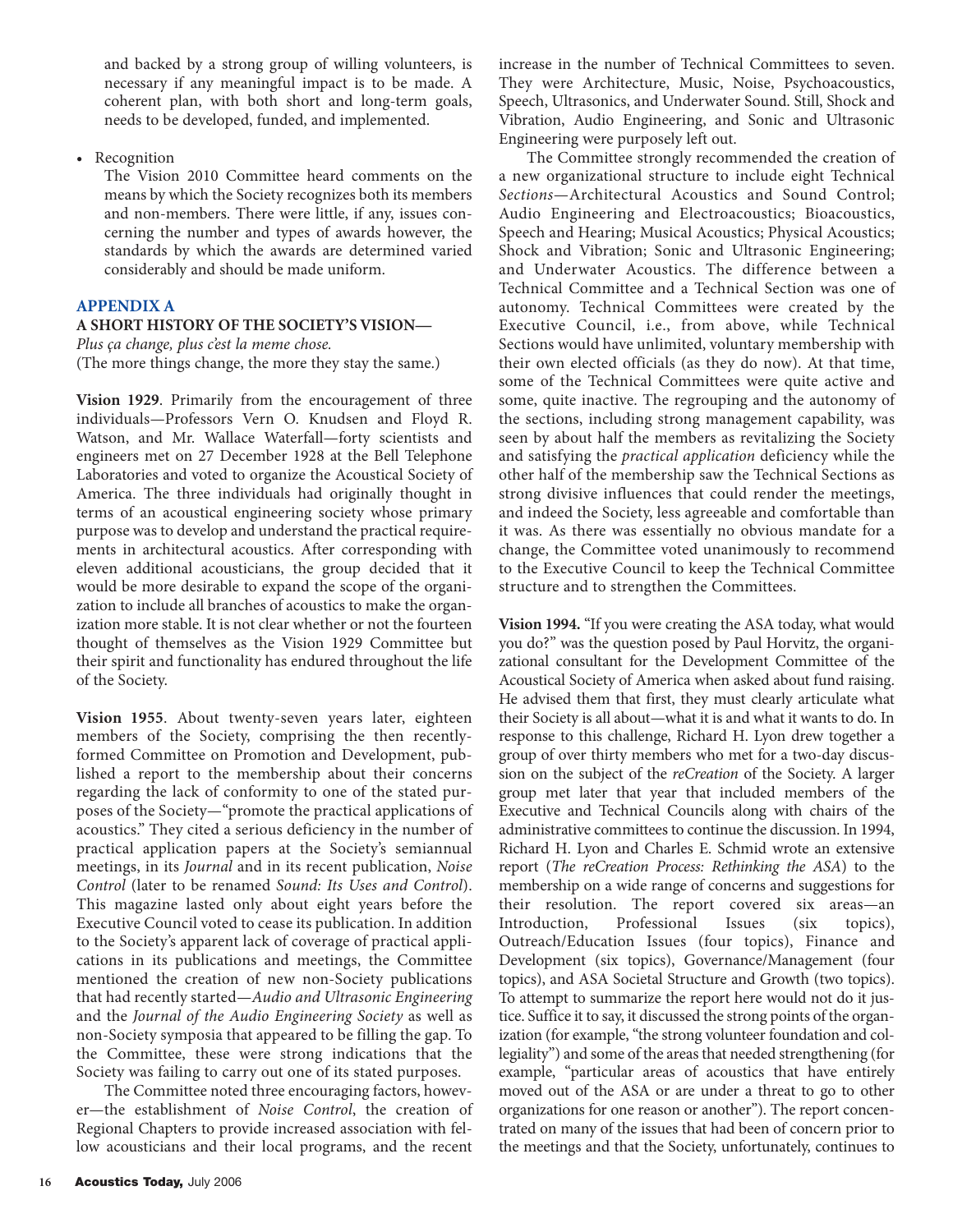and backed by a strong group of willing volunteers, is necessary if any meaningful impact is to be made. A coherent plan, with both short and long-term goals, needs to be developed, funded, and implemented.

- Recognition

  The Vision 2010 Committee heard comments on the means by which the Society recognizes both its members and non-members. There were little, if any, issues concerning the number and types of awards however, the standards by which the awards are determined varied considerably and should be made uniform.

## APPENDIX A

### A SHORT HISTORY OF THE SOCIETY'S VISION—

*Plus ça change, plus c'est la meme chose.*
(The more things change, the more they stay the same.)

**Vision 1929**. Primarily from the encouragement of three individuals—Professors Vern O. Knudsen and Floyd R. Watson, and Mr. Wallace Waterfall—forty scientists and engineers met on 27 December 1928 at the Bell Telephone Laboratories and voted to organize the Acoustical Society of America. The three individuals had originally thought in terms of an acoustical engineering society whose primary purpose was to develop and understand the practical requirements in architectural acoustics. After corresponding with eleven additional acousticians, the group decided that it would be more desirable to expand the scope of the organization to include all branches of acoustics to make the organization more stable. It is not clear whether or not the fourteen thought of themselves as the Vision 1929 Committee but their spirit and functionality has endured throughout the life of the Society.

**Vision 1955**. About twenty-seven years later, eighteen members of the Society, comprising the then recently-formed Committee on Promotion and Development, published a report to the membership about their concerns regarding the lack of conformity to one of the stated purposes of the Society—"promote the practical applications of acoustics." They cited a serious deficiency in the number of practical application papers at the Society's semiannual meetings, in its *Journal* and in its recent publication, *Noise Control* (later to be renamed *Sound: Its Uses and Control*). This magazine lasted only about eight years before the Executive Council voted to cease its publication. In addition to the Society's apparent lack of coverage of practical applications in its publications and meetings, the Committee mentioned the creation of new non-Society publications that had recently started—*Audio and Ultrasonic Engineering* and the *Journal of the Audio Engineering Society* as well as non-Society symposia that appeared to be filling the gap. To the Committee, these were strong indications that the Society was failing to carry out one of its stated purposes.

The Committee noted three encouraging factors, however—the establishment of *Noise Control*, the creation of Regional Chapters to provide increased association with fellow acousticians and their local programs, and the recent increase in the number of Technical Committees to seven. They were Architecture, Music, Noise, Psychoacoustics, Speech, Ultrasonics, and Underwater Sound. Still, Shock and Vibration, Audio Engineering, and Sonic and Ultrasonic Engineering were purposely left out.

The Committee strongly recommended the creation of a new organizational structure to include eight Technical *Sections*—Architectural Acoustics and Sound Control; Audio Engineering and Electroacoustics; Bioacoustics, Speech and Hearing; Musical Acoustics; Physical Acoustics; Shock and Vibration; Sonic and Ultrasonic Engineering; and Underwater Acoustics. The difference between a Technical Committee and a Technical Section was one of autonomy. Technical Committees were created by the Executive Council, i.e., from above, while Technical Sections would have unlimited, voluntary membership with their own elected officials (as they do now). At that time, some of the Technical Committees were quite active and some, quite inactive. The regrouping and the autonomy of the sections, including strong management capability, was seen by about half the members as revitalizing the Society and satisfying the *practical application* deficiency while the other half of the membership saw the Technical Sections as strong divisive influences that could render the meetings, and indeed the Society, less agreeable and comfortable than it was. As there was essentially no obvious mandate for a change, the Committee voted unanimously to recommend to the Executive Council to keep the Technical Committee structure and to strengthen the Committees.

**Vision 1994.** "If you were creating the ASA today, what would you do?" was the question posed by Paul Horvitz, the organizational consultant for the Development Committee of the Acoustical Society of America when asked about fund raising. He advised them that first, they must clearly articulate what their Society is all about—what it is and what it wants to do. In response to this challenge, Richard H. Lyon drew together a group of over thirty members who met for a two-day discussion on the subject of the *reCreation* of the Society. A larger group met later that year that included members of the Executive and Technical Councils along with chairs of the administrative committees to continue the discussion. In 1994, Richard H. Lyon and Charles E. Schmid wrote an extensive report (*The reCreation Process: Rethinking the ASA*) to the membership on a wide range of concerns and suggestions for their resolution. The report covered six areas—an Introduction, Professional Issues (six topics), Outreach/Education Issues (four topics), Finance and Development (six topics), Governance/Management (four topics), and ASA Societal Structure and Growth (two topics). To attempt to summarize the report here would not do it justice. Suffice it to say, it discussed the strong points of the organization (for example, "the strong volunteer foundation and collegiality") and some of the areas that needed strengthening (for example, "particular areas of acoustics that have entirely moved out of the ASA or are under a threat to go to other organizations for one reason or another"). The report concentrated on many of the issues that had been of concern prior to the meetings and that the Society, unfortunately, continues to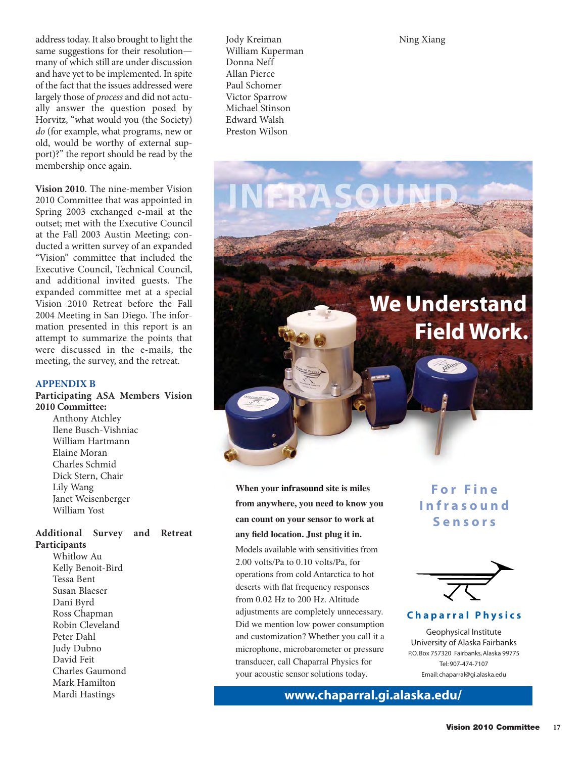address today. It also brought to light the same suggestions for their resolution—many of which still are under discussion and have yet to be implemented. In spite of the fact that the issues addressed were largely those of *process* and did not actually answer the question posed by Horvitz, "what would you (the Society) *do* (for example, what programs, new or old, would be worthy of external support)?" the report should be read by the membership once again.

**Vision 2010**. The nine-member Vision 2010 Committee that was appointed in Spring 2003 exchanged e-mail at the outset; met with the Executive Council at the Fall 2003 Austin Meeting; conducted a written survey of an expanded "Vision" committee that included the Executive Council, Technical Council, and additional invited guests. The expanded committee met at a special Vision 2010 Retreat before the Fall 2004 Meeting in San Diego. The information presented in this report is an attempt to summarize the points that were discussed in the e-mails, the meeting, the survey, and the retreat.

## APPENDIX B

**Participating ASA Members Vision 2010 Committee:**

Anthony Atchley
Ilene Busch-Vishniac
William Hartmann
Elaine Moran
Charles Schmid
Dick Stern, Chair
Lily Wang
Janet Weisenberger
William Yost

**Additional Survey and Retreat Participants**

Whitlow Au
Kelly Benoit-Bird
Tessa Bent
Susan Blaeser
Dani Byrd
Ross Chapman
Robin Cleveland
Peter Dahl
Judy Dubno
David Feit
Charles Gaumond
Mark Hamilton
Mardi Hastings
Jody Kreiman
William Kuperman
Donna Neff
Allan Pierce
Paul Schomer
Victor Sparrow
Michael Stinson
Edward Walsh
Preston Wilson
Ning Xiang

INFRASOUND

**We Understand Field Work.**

**When your infrasound site is miles from anywhere, you need to know you can count on your sensor to work at any field location. Just plug it in.**

Models available with sensitivities from 2.00 volts/Pa to 0.10 volts/Pa, for operations from cold Antarctica to hot deserts with flat frequency responses from 0.02 Hz to 200 Hz. Altitude adjustments are completely unnecessary. Did we mention low power consumption and customization? Whether you call it a microphone, microbarometer or pressure transducer, call Chaparral Physics for your acoustic sensor solutions today.

**For Fine Infrasound Sensors**

**Chaparral Physics**

Geophysical Institute
University of Alaska Fairbanks
P.O. Box 757320 Fairbanks, Alaska 99775
Tel: 907-474-7107
Email: chaparral@gi.alaska.edu

**www.chaparral.gi.alaska.edu/**